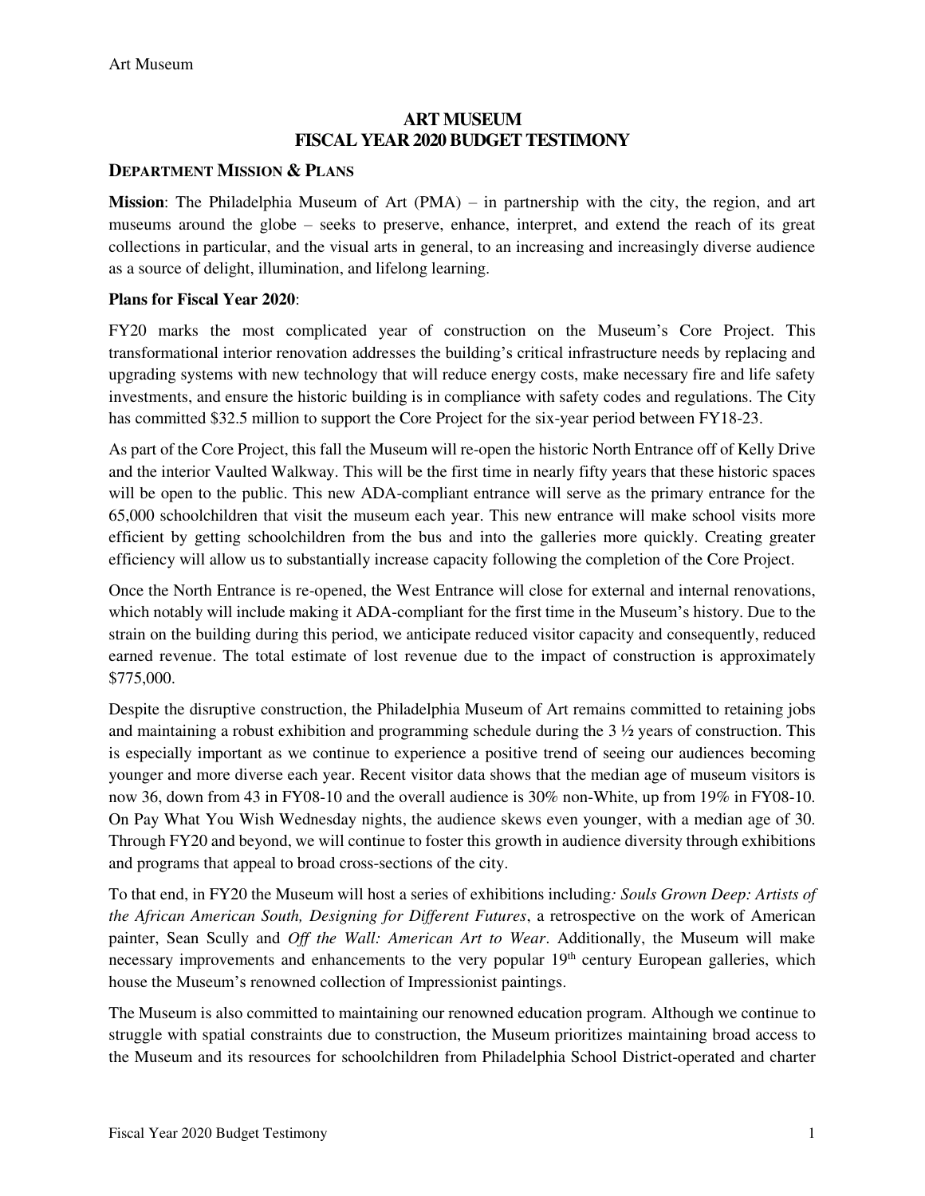# ART MUSEUM
# FISCAL YEAR 2020 BUDGET TESTIMONY

## DEPARTMENT MISSION & PLANS

**Mission**: The Philadelphia Museum of Art (PMA) – in partnership with the city, the region, and art museums around the globe – seeks to preserve, enhance, interpret, and extend the reach of its great collections in particular, and the visual arts in general, to an increasing and increasingly diverse audience as a source of delight, illumination, and lifelong learning.

**Plans for Fiscal Year 2020**:

FY20 marks the most complicated year of construction on the Museum's Core Project. This transformational interior renovation addresses the building's critical infrastructure needs by replacing and upgrading systems with new technology that will reduce energy costs, make necessary fire and life safety investments, and ensure the historic building is in compliance with safety codes and regulations. The City has committed $32.5 million to support the Core Project for the six-year period between FY18-23.

As part of the Core Project, this fall the Museum will re-open the historic North Entrance off of Kelly Drive and the interior Vaulted Walkway. This will be the first time in nearly fifty years that these historic spaces will be open to the public. This new ADA-compliant entrance will serve as the primary entrance for the 65,000 schoolchildren that visit the museum each year. This new entrance will make school visits more efficient by getting schoolchildren from the bus and into the galleries more quickly. Creating greater efficiency will allow us to substantially increase capacity following the completion of the Core Project.

Once the North Entrance is re-opened, the West Entrance will close for external and internal renovations, which notably will include making it ADA-compliant for the first time in the Museum's history. Due to the strain on the building during this period, we anticipate reduced visitor capacity and consequently, reduced earned revenue. The total estimate of lost revenue due to the impact of construction is approximately $775,000.

Despite the disruptive construction, the Philadelphia Museum of Art remains committed to retaining jobs and maintaining a robust exhibition and programming schedule during the 3 ½ years of construction. This is especially important as we continue to experience a positive trend of seeing our audiences becoming younger and more diverse each year. Recent visitor data shows that the median age of museum visitors is now 36, down from 43 in FY08-10 and the overall audience is 30% non-White, up from 19% in FY08-10. On Pay What You Wish Wednesday nights, the audience skews even younger, with a median age of 30. Through FY20 and beyond, we will continue to foster this growth in audience diversity through exhibitions and programs that appeal to broad cross-sections of the city.

To that end, in FY20 the Museum will host a series of exhibitions including*: Souls Grown Deep: Artists of the African American South, Designing for Different Futures*, a retrospective on the work of American painter, Sean Scully and *Off the Wall: American Art to Wear*. Additionally, the Museum will make necessary improvements and enhancements to the very popular 19th century European galleries, which house the Museum's renowned collection of Impressionist paintings.

The Museum is also committed to maintaining our renowned education program. Although we continue to struggle with spatial constraints due to construction, the Museum prioritizes maintaining broad access to the Museum and its resources for schoolchildren from Philadelphia School District-operated and charter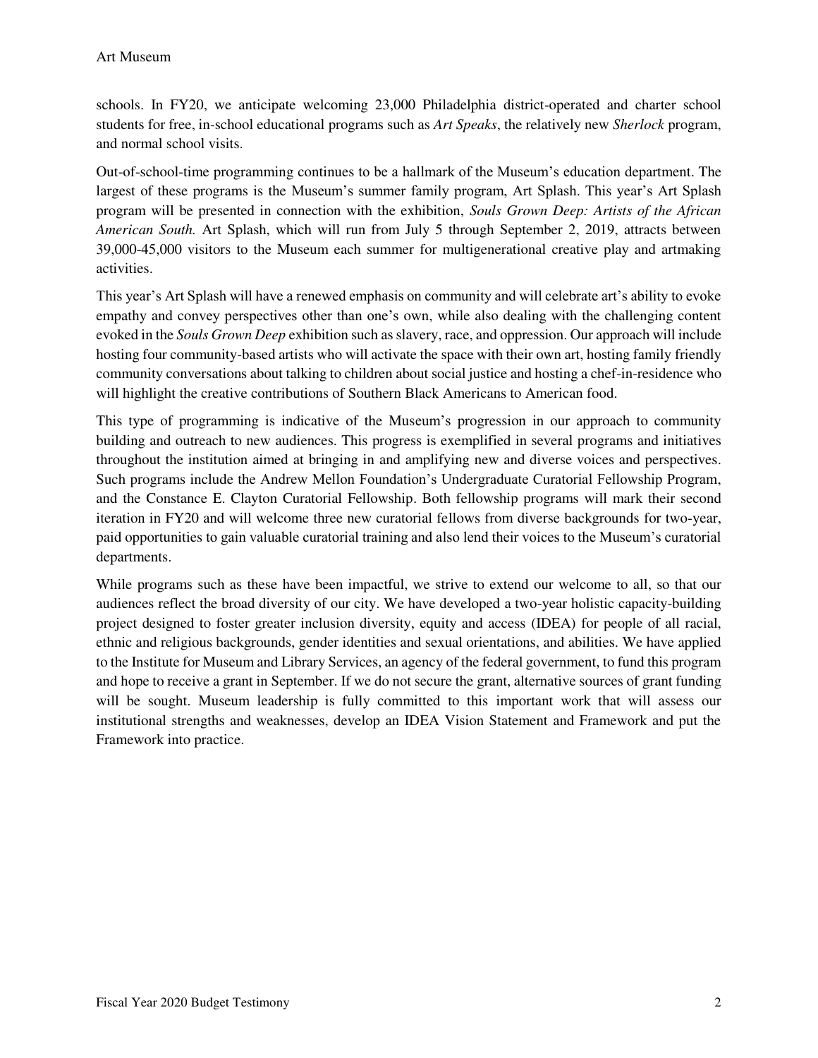schools. In FY20, we anticipate welcoming 23,000 Philadelphia district-operated and charter school students for free, in-school educational programs such as *Art Speaks*, the relatively new *Sherlock* program, and normal school visits.

Out-of-school-time programming continues to be a hallmark of the Museum's education department. The largest of these programs is the Museum's summer family program, Art Splash. This year's Art Splash program will be presented in connection with the exhibition, *Souls Grown Deep: Artists of the African American South.* Art Splash, which will run from July 5 through September 2, 2019, attracts between 39,000-45,000 visitors to the Museum each summer for multigenerational creative play and artmaking activities.

This year's Art Splash will have a renewed emphasis on community and will celebrate art's ability to evoke empathy and convey perspectives other than one's own, while also dealing with the challenging content evoked in the *Souls Grown Deep* exhibition such as slavery, race, and oppression. Our approach will include hosting four community-based artists who will activate the space with their own art, hosting family friendly community conversations about talking to children about social justice and hosting a chef-in-residence who will highlight the creative contributions of Southern Black Americans to American food.

This type of programming is indicative of the Museum's progression in our approach to community building and outreach to new audiences. This progress is exemplified in several programs and initiatives throughout the institution aimed at bringing in and amplifying new and diverse voices and perspectives. Such programs include the Andrew Mellon Foundation's Undergraduate Curatorial Fellowship Program, and the Constance E. Clayton Curatorial Fellowship. Both fellowship programs will mark their second iteration in FY20 and will welcome three new curatorial fellows from diverse backgrounds for two-year, paid opportunities to gain valuable curatorial training and also lend their voices to the Museum's curatorial departments.

While programs such as these have been impactful, we strive to extend our welcome to all, so that our audiences reflect the broad diversity of our city. We have developed a two-year holistic capacity-building project designed to foster greater inclusion diversity, equity and access (IDEA) for people of all racial, ethnic and religious backgrounds, gender identities and sexual orientations, and abilities. We have applied to the Institute for Museum and Library Services, an agency of the federal government, to fund this program and hope to receive a grant in September. If we do not secure the grant, alternative sources of grant funding will be sought. Museum leadership is fully committed to this important work that will assess our institutional strengths and weaknesses, develop an IDEA Vision Statement and Framework and put the Framework into practice.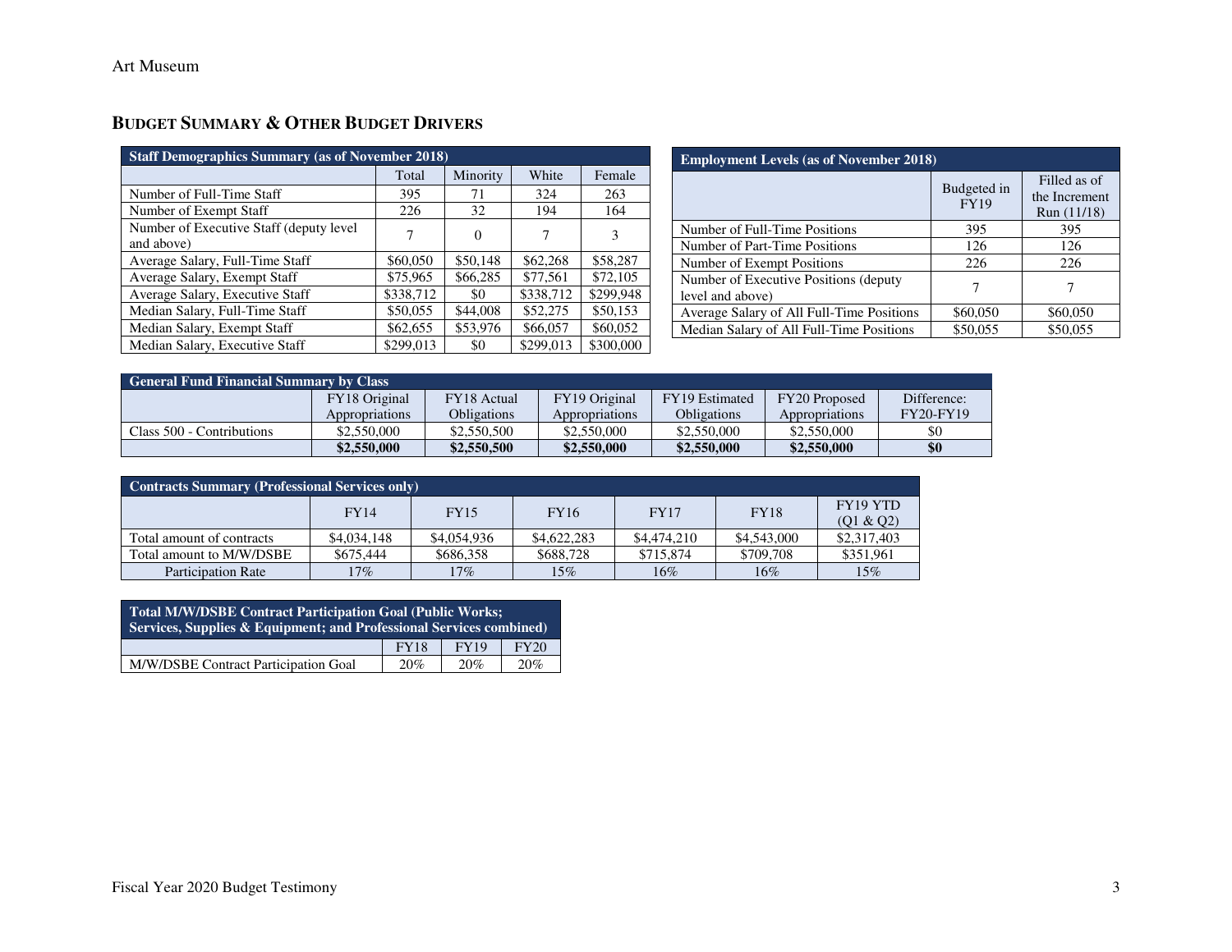## BUDGET SUMMARY & OTHER BUDGET DRIVERS

| Staff Demographics Summary (as of November 2018) | | | | |
|---|---|---|---|---|
| | Total | Minority | White | Female |
| Number of Full-Time Staff | 395 | 71 | 324 | 263 |
| Number of Exempt Staff | 226 | 32 | 194 | 164 |
| Number of Executive Staff (deputy level and above) | 7 | 0 | 7 | 3 |
| Average Salary, Full-Time Staff | $60,050 | $50,148 | $62,268 | $58,287 |
| Average Salary, Exempt Staff | $75,965 | $66,285 | $77,561 | $72,105 |
| Average Salary, Executive Staff | $338,712 | $0 | $338,712 | $299,948 |
| Median Salary, Full-Time Staff | $50,055 | $44,008 | $52,275 | $50,153 |
| Median Salary, Exempt Staff | $62,655 | $53,976 | $66,057 | $60,052 |
| Median Salary, Executive Staff | $299,013 | $0 | $299,013 | $300,000 |

| Employment Levels (as of November 2018) | | |
|---|---|---|
| | Budgeted in FY19 | Filled as of the Increment Run (11/18) |
| Number of Full-Time Positions | 395 | 395 |
| Number of Part-Time Positions | 126 | 126 |
| Number of Exempt Positions | 226 | 226 |
| Number of Executive Positions (deputy level and above) | 7 | 7 |
| Average Salary of All Full-Time Positions | $60,050 | $60,050 |
| Median Salary of All Full-Time Positions | $50,055 | $50,055 |

| General Fund Financial Summary by Class | | | | | | |
|---|---|---|---|---|---|---|
| | FY18 Original Appropriations | FY18 Actual Obligations | FY19 Original Appropriations | FY19 Estimated Obligations | FY20 Proposed Appropriations | Difference: FY20-FY19 |
| Class 500 - Contributions | $2,550,000 | $2,550,500 | $2,550,000 | $2,550,000 | $2,550,000 | $0 |
| | **$2,550,000** | **$2,550,500** | **$2,550,000** | **$2,550,000** | **$2,550,000** | **$0** |

| Contracts Summary (Professional Services only) | | | | | | |
|---|---|---|---|---|---|---|
| | FY14 | FY15 | FY16 | FY17 | FY18 | FY19 YTD (Q1 & Q2) |
| Total amount of contracts | $4,034,148 | $4,054,936 | $4,622,283 | $4,474,210 | $4,543,000 | $2,317,403 |
| Total amount to M/W/DSBE | $675,444 | $686,358 | $688,728 | $715,874 | $709,708 | $351,961 |
| Participation Rate | 17% | 17% | 15% | 16% | 16% | 15% |

| Total M/W/DSBE Contract Participation Goal (Public Works; Services, Supplies & Equipment; and Professional Services combined) | | | |
|---|---|---|---|
| | FY18 | FY19 | FY20 |
| M/W/DSBE Contract Participation Goal | 20% | 20% | 20% |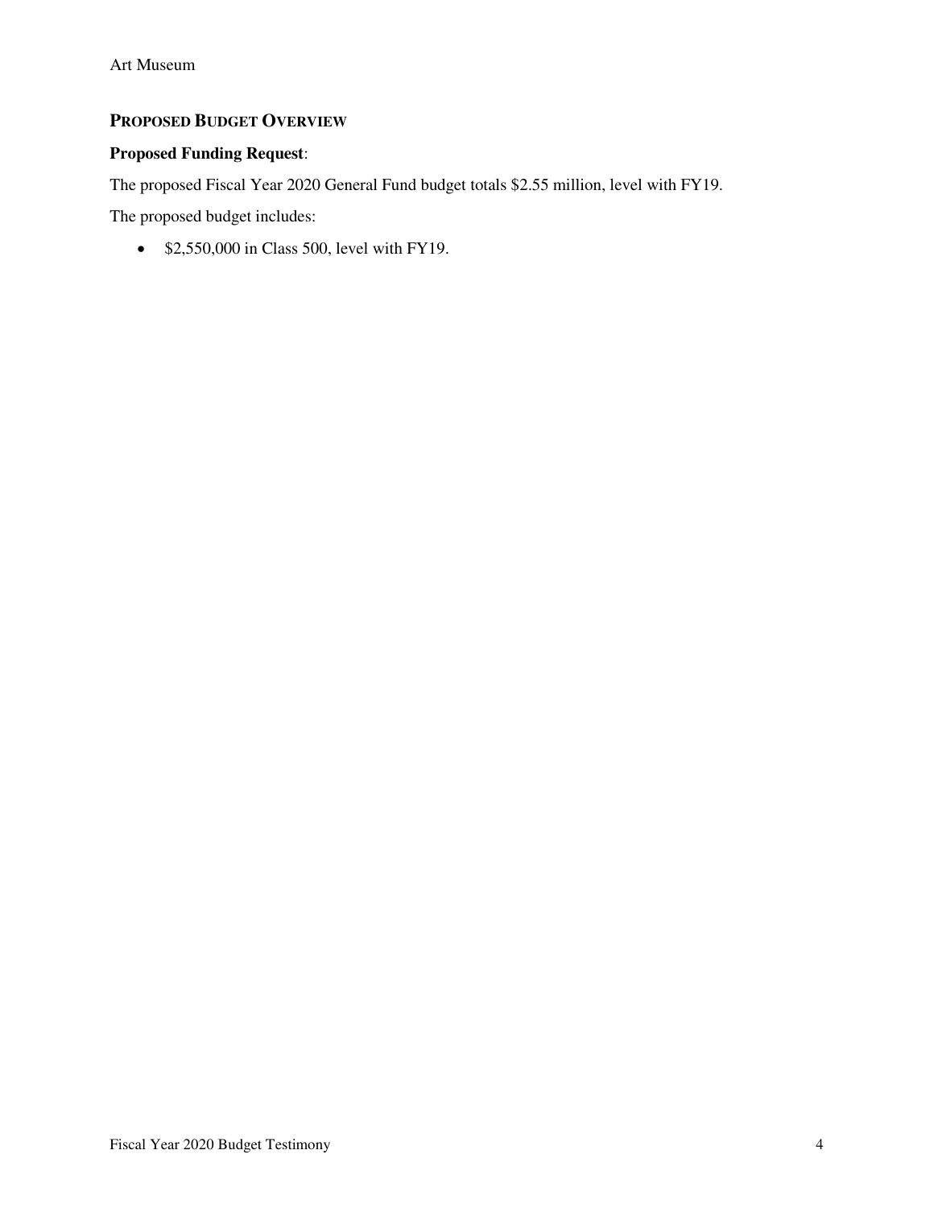## PROPOSED BUDGET OVERVIEW

**Proposed Funding Request**:

The proposed Fiscal Year 2020 General Fund budget totals $2.55 million, level with FY19.

The proposed budget includes:

- $2,550,000 in Class 500, level with FY19.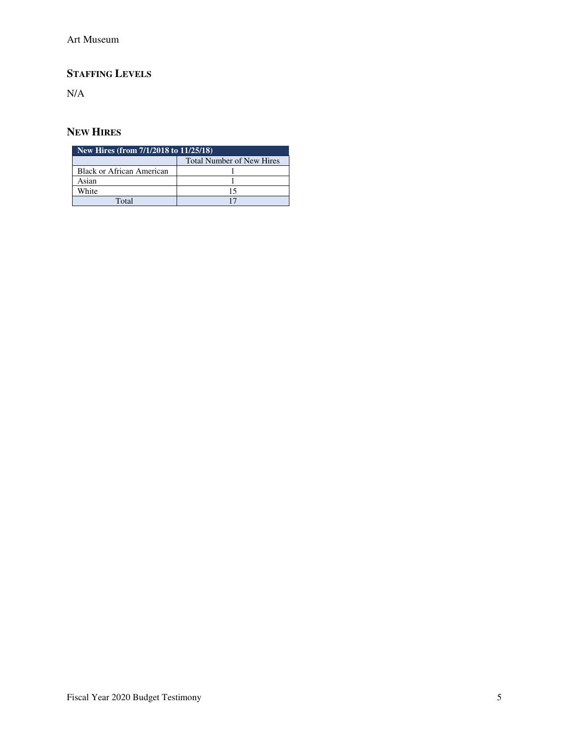## STAFFING LEVELS

N/A

## NEW HIRES

| New Hires (from 7/1/2018 to 11/25/18) | |
|---|---|
| | Total Number of New Hires |
| Black or African American | 1 |
| Asian | 1 |
| White | 15 |
| Total | 17 |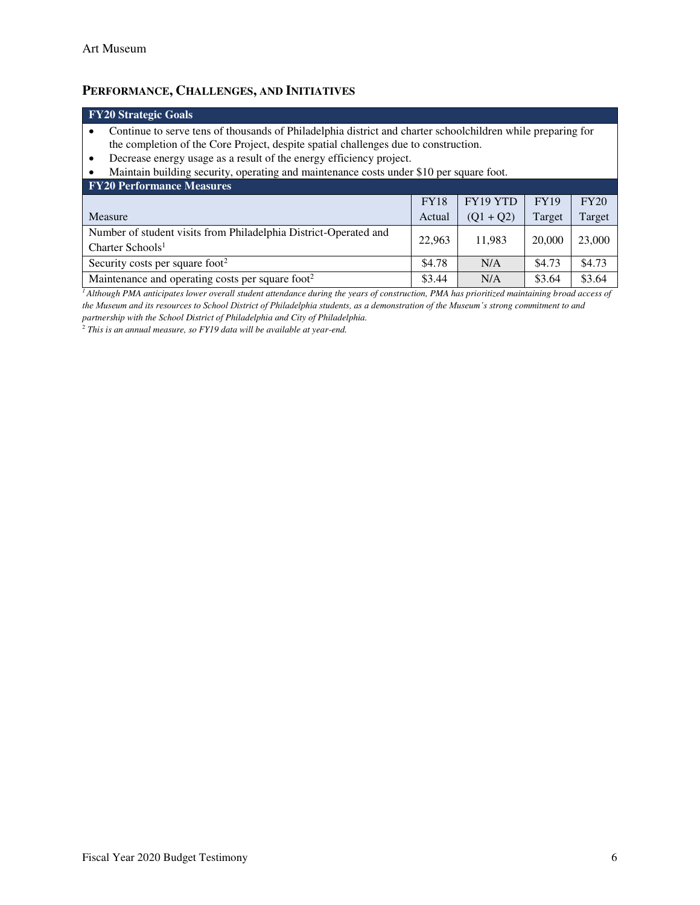## PERFORMANCE, CHALLENGES, AND INITIATIVES

**FY20 Strategic Goals**

- Continue to serve tens of thousands of Philadelphia district and charter schoolchildren while preparing for the completion of the Core Project, despite spatial challenges due to construction.
- Decrease energy usage as a result of the energy efficiency project.
- Maintain building security, operating and maintenance costs under $10 per square foot.

**FY20 Performance Measures**

| Measure | FY18 Actual | FY19 YTD (Q1 + Q2) | FY19 Target | FY20 Target |
|---|---|---|---|---|
| Number of student visits from Philadelphia District-Operated and Charter Schools[1] | 22,963 | 11,983 | 20,000 | 23,000 |
| Security costs per square foot[2] | $4.78 | N/A | $4.73 | $4.73 |
| Maintenance and operating costs per square foot[2] | $3.44 | N/A | $3.64 | $3.64 |

*[1] Although PMA anticipates lower overall student attendance during the years of construction, PMA has prioritized maintaining broad access of the Museum and its resources to School District of Philadelphia students, as a demonstration of the Museum's strong commitment to and partnership with the School District of Philadelphia and City of Philadelphia.*

*[2] This is an annual measure, so FY19 data will be available at year-end.*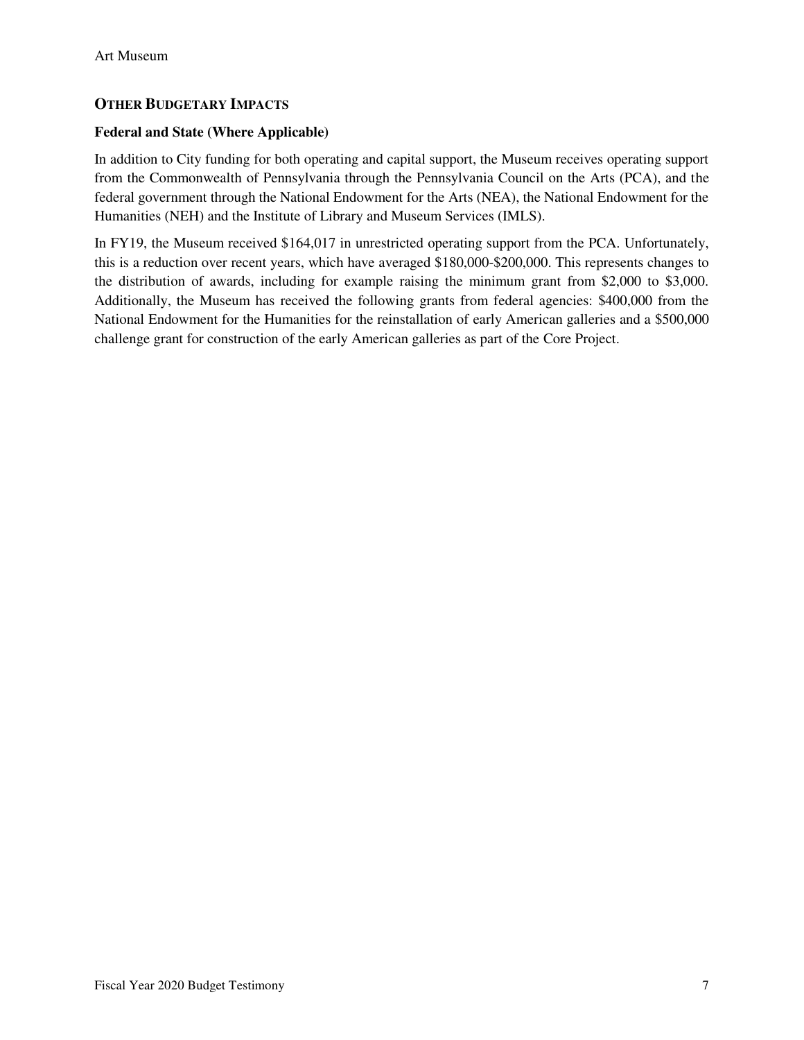## OTHER BUDGETARY IMPACTS

### Federal and State (Where Applicable)

In addition to City funding for both operating and capital support, the Museum receives operating support from the Commonwealth of Pennsylvania through the Pennsylvania Council on the Arts (PCA), and the federal government through the National Endowment for the Arts (NEA), the National Endowment for the Humanities (NEH) and the Institute of Library and Museum Services (IMLS).

In FY19, the Museum received $164,017 in unrestricted operating support from the PCA. Unfortunately, this is a reduction over recent years, which have averaged $180,000-$200,000. This represents changes to the distribution of awards, including for example raising the minimum grant from $2,000 to $3,000. Additionally, the Museum has received the following grants from federal agencies: $400,000 from the National Endowment for the Humanities for the reinstallation of early American galleries and a $500,000 challenge grant for construction of the early American galleries as part of the Core Project.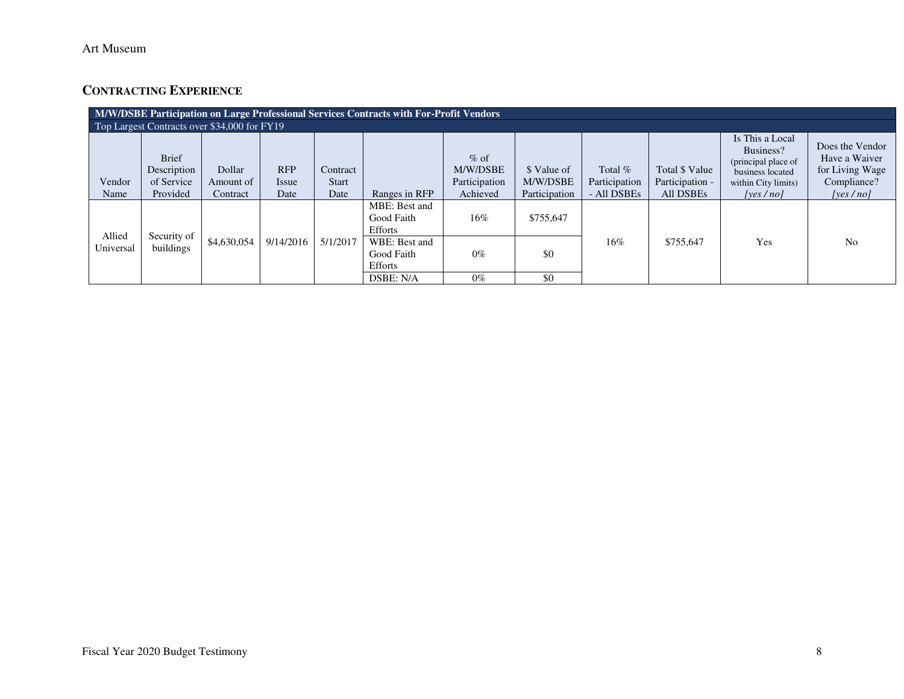## CONTRACTING EXPERIENCE

| M/W/DSBE Participation on Large Professional Services Contracts with For-Profit Vendors | | | | | | | | | | | |
|---|---|---|---|---|---|---|---|---|---|---|---|
| Top Largest Contracts over $34,000 for FY19 | | | | | | | | | | | |
| Vendor Name | Brief Description of Service Provided | Dollar Amount of Contract | RFP Issue Date | Contract Start Date | Ranges in RFP | % of M/W/DSBE Participation Achieved | $ Value of M/W/DSBE Participation | Total % Participation - All DSBEs | Total $ Value Participation - All DSBEs | Is This a Local Business? (principal place of business located within City limits) *[yes / no]* | Does the Vendor Have a Waiver for Living Wage Compliance? *[yes / no]* |
| Allied Universal | Security of buildings | $4,630,054 | 9/14/2016 | 5/1/2017 | MBE: Best and Good Faith Efforts | 16% | $755,647 | 16% | $755,647 | Yes | No |
| | | | | | WBE: Best and Good Faith Efforts | 0% | $0 | | | | |
| | | | | | DSBE: N/A | 0% | $0 | | | | |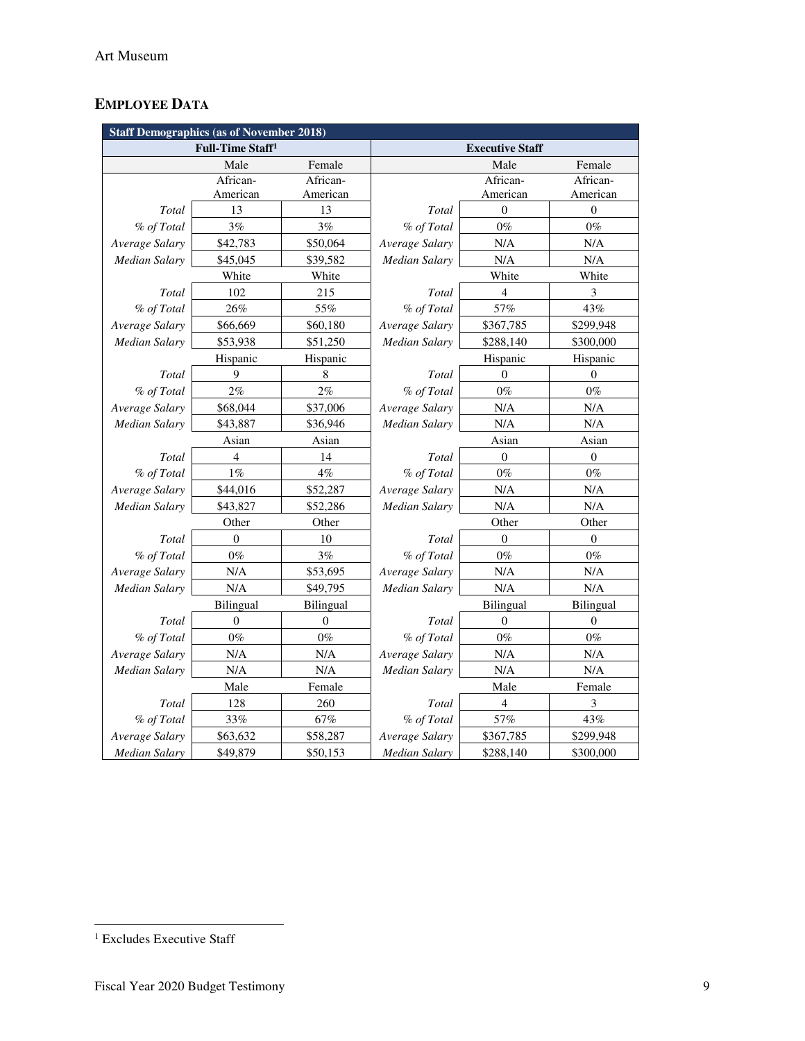## EMPLOYEE DATA

| Staff Demographics (as of November 2018) | | | | | |
|---|---|---|---|---|---|
| Full-Time Staff[1] | | | Executive Staff | | |
| | Male | Female | | Male | Female |
| | African-American | African-American | | African-American | African-American |
| *Total* | 13 | 13 | *Total* | 0 | 0 |
| *% of Total* | 3% | 3% | *% of Total* | 0% | 0% |
| *Average Salary* | $42,783 | $50,064 | *Average Salary* | N/A | N/A |
| *Median Salary* | $45,045 | $39,582 | *Median Salary* | N/A | N/A |
| | White | White | | White | White |
| *Total* | 102 | 215 | *Total* | 4 | 3 |
| *% of Total* | 26% | 55% | *% of Total* | 57% | 43% |
| *Average Salary* | $66,669 | $60,180 | *Average Salary* | $367,785 | $299,948 |
| *Median Salary* | $53,938 | $51,250 | *Median Salary* | $288,140 | $300,000 |
| | Hispanic | Hispanic | | Hispanic | Hispanic |
| *Total* | 9 | 8 | *Total* | 0 | 0 |
| *% of Total* | 2% | 2% | *% of Total* | 0% | 0% |
| *Average Salary* | $68,044 | $37,006 | *Average Salary* | N/A | N/A |
| *Median Salary* | $43,887 | $36,946 | *Median Salary* | N/A | N/A |
| | Asian | Asian | | Asian | Asian |
| *Total* | 4 | 14 | *Total* | 0 | 0 |
| *% of Total* | 1% | 4% | *% of Total* | 0% | 0% |
| *Average Salary* | $44,016 | $52,287 | *Average Salary* | N/A | N/A |
| *Median Salary* | $43,827 | $52,286 | *Median Salary* | N/A | N/A |
| | Other | Other | | Other | Other |
| *Total* | 0 | 10 | *Total* | 0 | 0 |
| *% of Total* | 0% | 3% | *% of Total* | 0% | 0% |
| *Average Salary* | N/A | $53,695 | *Average Salary* | N/A | N/A |
| *Median Salary* | N/A | $49,795 | *Median Salary* | N/A | N/A |
| | Bilingual | Bilingual | | Bilingual | Bilingual |
| *Total* | 0 | 0 | *Total* | 0 | 0 |
| *% of Total* | 0% | 0% | *% of Total* | 0% | 0% |
| *Average Salary* | N/A | N/A | *Average Salary* | N/A | N/A |
| *Median Salary* | N/A | N/A | *Median Salary* | N/A | N/A |
| | Male | Female | | Male | Female |
| *Total* | 128 | 260 | *Total* | 4 | 3 |
| *% of Total* | 33% | 67% | *% of Total* | 57% | 43% |
| *Average Salary* | $63,632 | $58,287 | *Average Salary* | $367,785 | $299,948 |
| *Median Salary* | $49,879 | $50,153 | *Median Salary* | $288,140 | $300,000 |

[1] Excludes Executive Staff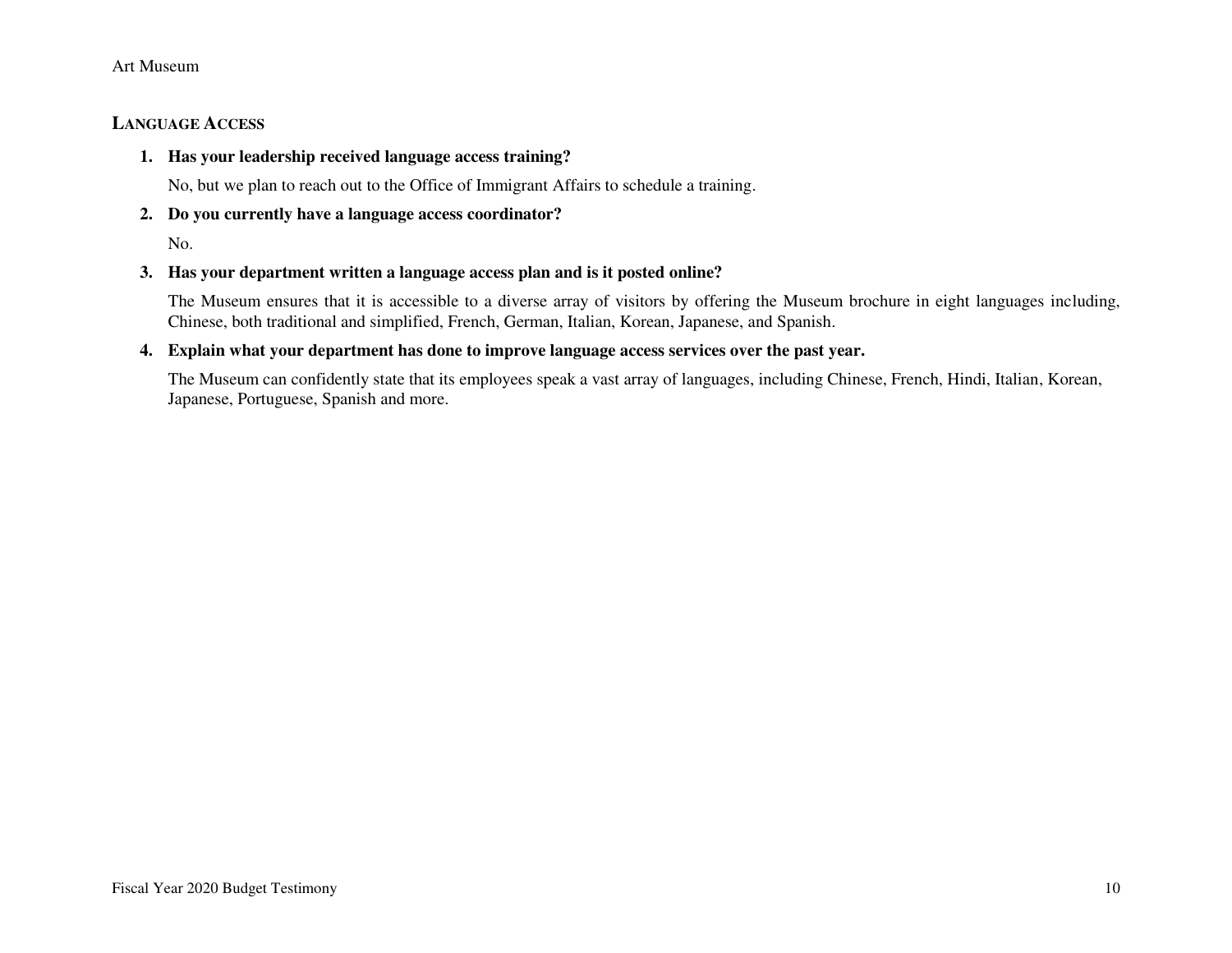## LANGUAGE ACCESS

1. **Has your leadership received language access training?**

   No, but we plan to reach out to the Office of Immigrant Affairs to schedule a training.

2. **Do you currently have a language access coordinator?**

   No.

3. **Has your department written a language access plan and is it posted online?**

   The Museum ensures that it is accessible to a diverse array of visitors by offering the Museum brochure in eight languages including, Chinese, both traditional and simplified, French, German, Italian, Korean, Japanese, and Spanish.

4. **Explain what your department has done to improve language access services over the past year.**

   The Museum can confidently state that its employees speak a vast array of languages, including Chinese, French, Hindi, Italian, Korean, Japanese, Portuguese, Spanish and more.